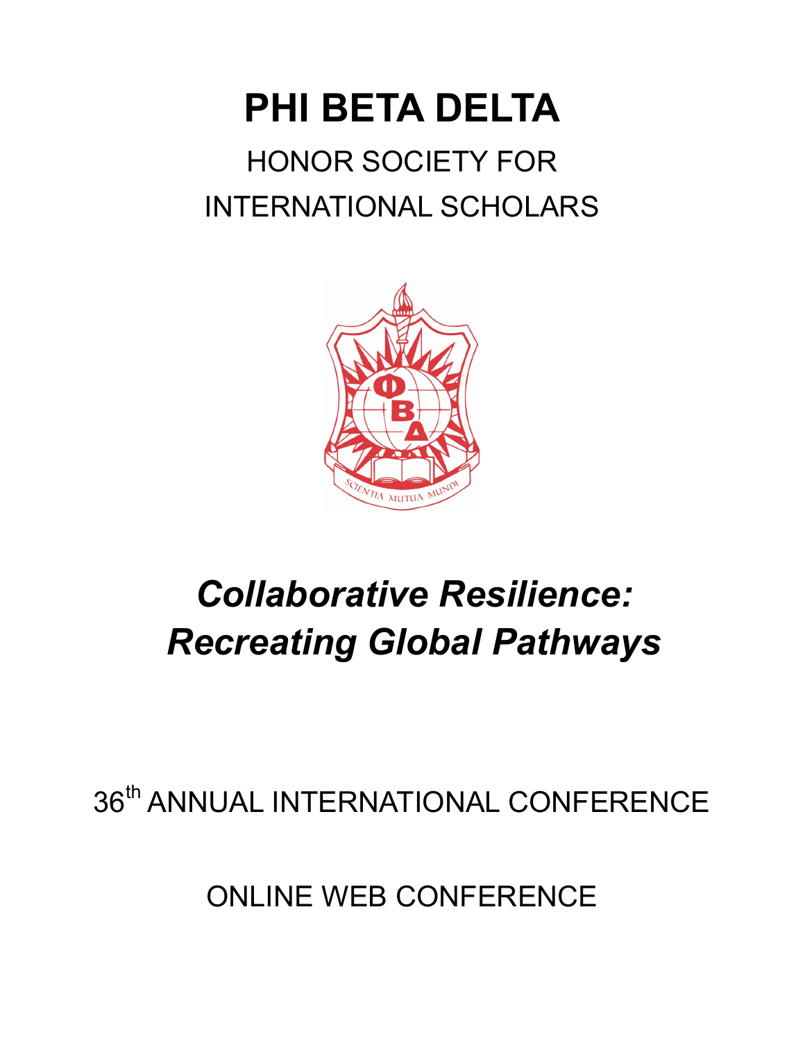# PHI BETA DELTA

HONOR SOCIETY FOR
INTERNATIONAL SCHOLARS

## *Collaborative Resilience: Recreating Global Pathways*

36th ANNUAL INTERNATIONAL CONFERENCE

ONLINE WEB CONFERENCE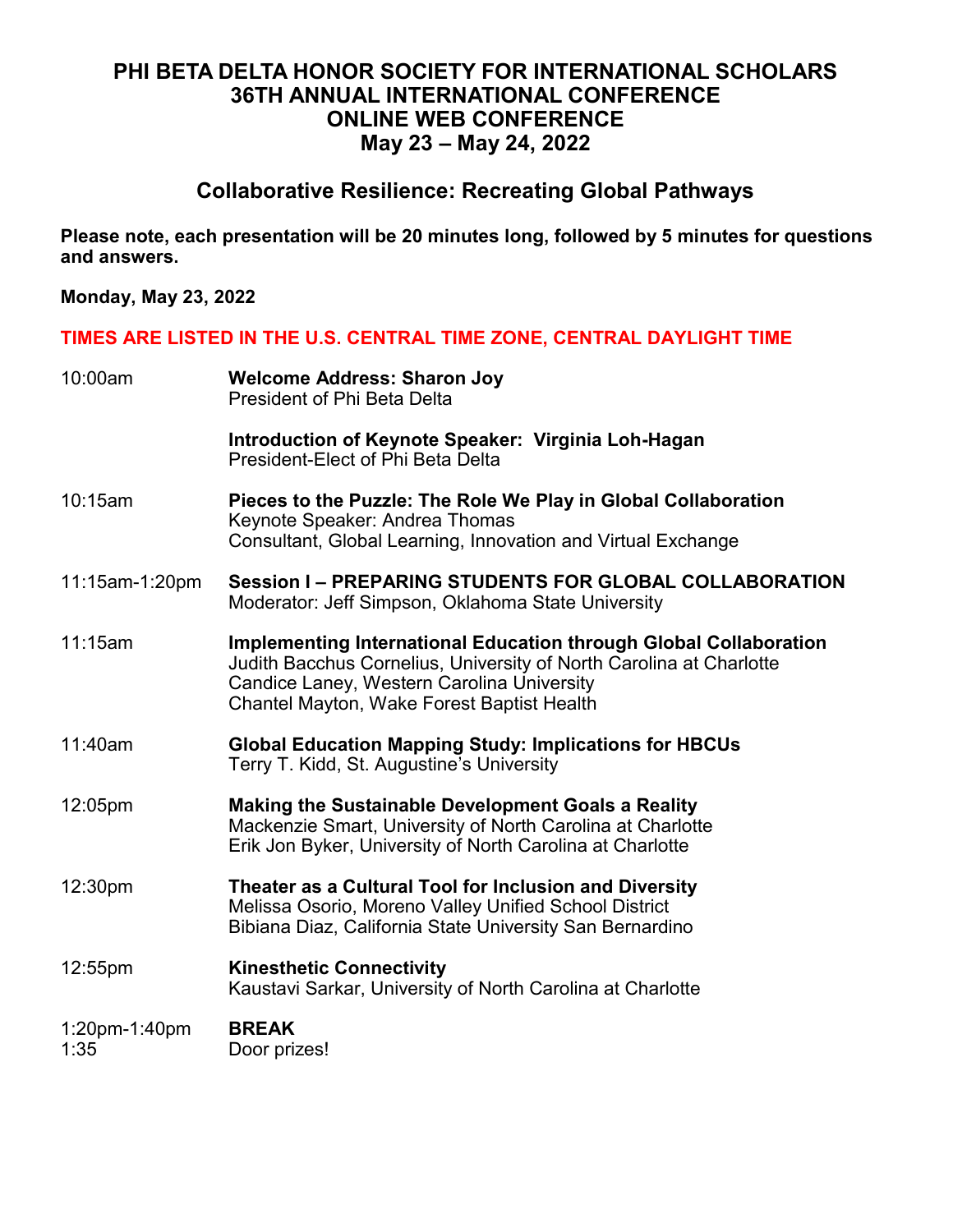# PHI BETA DELTA HONOR SOCIETY FOR INTERNATIONAL SCHOLARS
# 36TH ANNUAL INTERNATIONAL CONFERENCE
# ONLINE WEB CONFERENCE
# May 23 – May 24, 2022

## Collaborative Resilience: Recreating Global Pathways

**Please note, each presentation will be 20 minutes long, followed by 5 minutes for questions and answers.**

**Monday, May 23, 2022**

**TIMES ARE LISTED IN THE U.S. CENTRAL TIME ZONE, CENTRAL DAYLIGHT TIME**

10:00am **Welcome Address: Sharon Joy**
President of Phi Beta Delta

**Introduction of Keynote Speaker: Virginia Loh-Hagan**
President-Elect of Phi Beta Delta

10:15am **Pieces to the Puzzle: The Role We Play in Global Collaboration**
Keynote Speaker: Andrea Thomas
Consultant, Global Learning, Innovation and Virtual Exchange

11:15am-1:20pm **Session I – PREPARING STUDENTS FOR GLOBAL COLLABORATION**
Moderator: Jeff Simpson, Oklahoma State University

11:15am **Implementing International Education through Global Collaboration**
Judith Bacchus Cornelius, University of North Carolina at Charlotte
Candice Laney, Western Carolina University
Chantel Mayton, Wake Forest Baptist Health

11:40am **Global Education Mapping Study: Implications for HBCUs**
Terry T. Kidd, St. Augustine's University

12:05pm **Making the Sustainable Development Goals a Reality**
Mackenzie Smart, University of North Carolina at Charlotte
Erik Jon Byker, University of North Carolina at Charlotte

12:30pm **Theater as a Cultural Tool for Inclusion and Diversity**
Melissa Osorio, Moreno Valley Unified School District
Bibiana Diaz, California State University San Bernardino

12:55pm **Kinesthetic Connectivity**
Kaustavi Sarkar, University of North Carolina at Charlotte

1:20pm-1:40pm **BREAK**
1:35 Door prizes!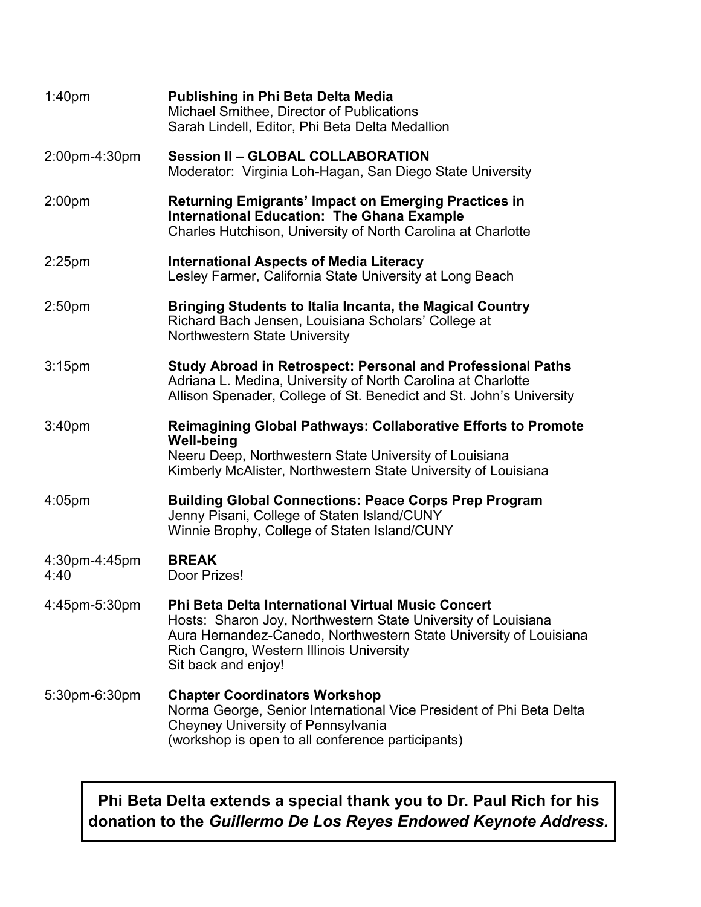1:40pm **Publishing in Phi Beta Delta Media**
Michael Smithee, Director of Publications
Sarah Lindell, Editor, Phi Beta Delta Medallion

2:00pm-4:30pm **Session II – GLOBAL COLLABORATION**
Moderator: Virginia Loh-Hagan, San Diego State University

2:00pm **Returning Emigrants' Impact on Emerging Practices in International Education: The Ghana Example**
Charles Hutchison, University of North Carolina at Charlotte

2:25pm **International Aspects of Media Literacy**
Lesley Farmer, California State University at Long Beach

2:50pm **Bringing Students to Italia Incanta, the Magical Country**
Richard Bach Jensen, Louisiana Scholars' College at Northwestern State University

3:15pm **Study Abroad in Retrospect: Personal and Professional Paths**
Adriana L. Medina, University of North Carolina at Charlotte
Allison Spenader, College of St. Benedict and St. John's University

3:40pm **Reimagining Global Pathways: Collaborative Efforts to Promote Well-being**
Neeru Deep, Northwestern State University of Louisiana
Kimberly McAlister, Northwestern State University of Louisiana

4:05pm **Building Global Connections: Peace Corps Prep Program**
Jenny Pisani, College of Staten Island/CUNY
Winnie Brophy, College of Staten Island/CUNY

4:30pm-4:45pm **BREAK**
4:40 Door Prizes!

4:45pm-5:30pm **Phi Beta Delta International Virtual Music Concert**
Hosts: Sharon Joy, Northwestern State University of Louisiana
Aura Hernandez-Canedo, Northwestern State University of Louisiana
Rich Cangro, Western Illinois University
Sit back and enjoy!

5:30pm-6:30pm **Chapter Coordinators Workshop**
Norma George, Senior International Vice President of Phi Beta Delta
Cheyney University of Pennsylvania
(workshop is open to all conference participants)

**Phi Beta Delta extends a special thank you to Dr. Paul Rich for his donation to the *Guillermo De Los Reyes Endowed Keynote Address.***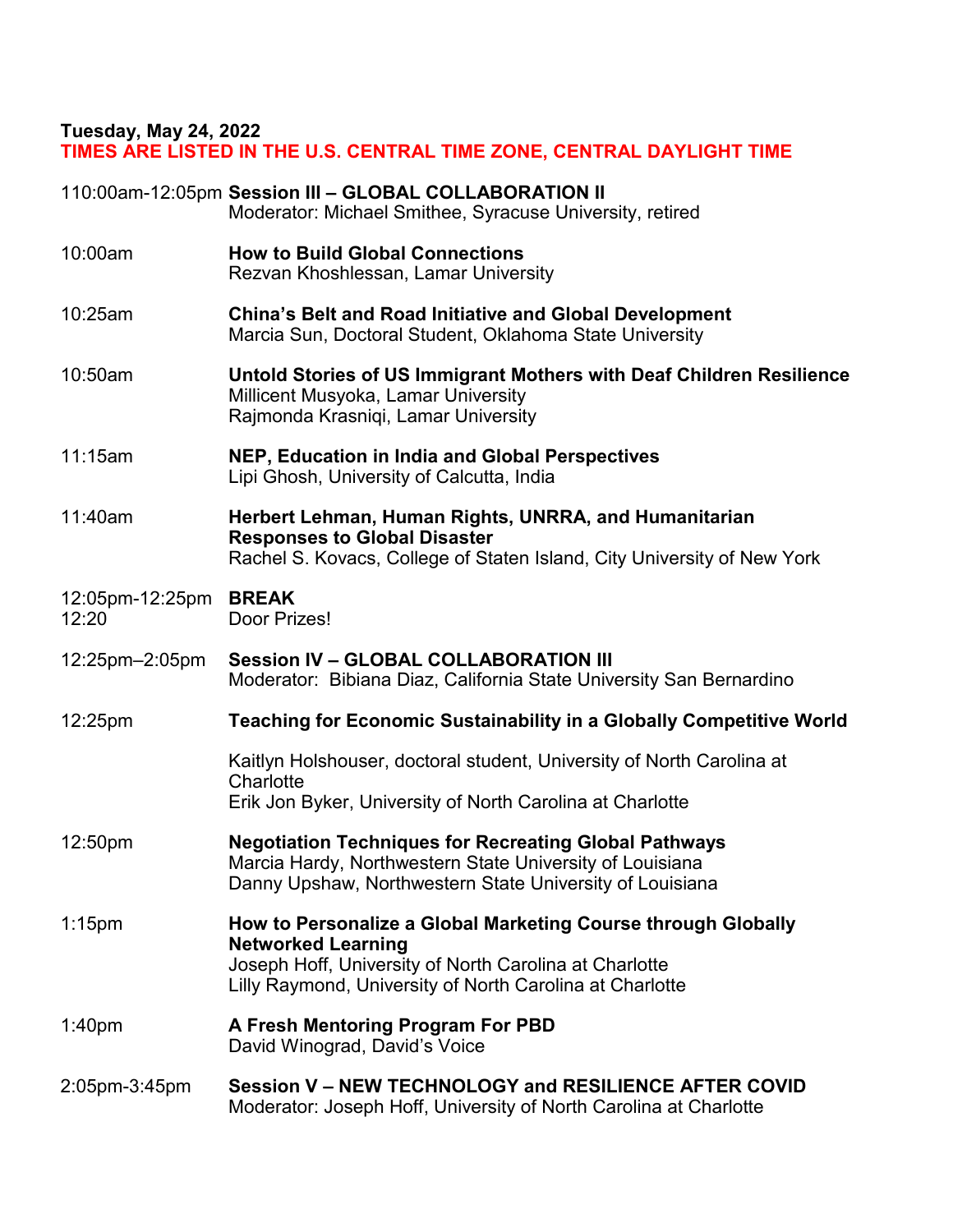**Tuesday, May 24, 2022**
**TIMES ARE LISTED IN THE U.S. CENTRAL TIME ZONE, CENTRAL DAYLIGHT TIME**

110:00am-12:05pm **Session III – GLOBAL COLLABORATION II**
Moderator: Michael Smithee, Syracuse University, retired

10:00am **How to Build Global Connections**
Rezvan Khoshlessan, Lamar University

10:25am **China's Belt and Road Initiative and Global Development**
Marcia Sun, Doctoral Student, Oklahoma State University

10:50am **Untold Stories of US Immigrant Mothers with Deaf Children Resilience**
Millicent Musyoka, Lamar University
Rajmonda Krasniqi, Lamar University

11:15am **NEP, Education in India and Global Perspectives**
Lipi Ghosh, University of Calcutta, India

11:40am **Herbert Lehman, Human Rights, UNRRA, and Humanitarian Responses to Global Disaster**
Rachel S. Kovacs, College of Staten Island, City University of New York

12:05pm-12:25pm **BREAK**
12:20 Door Prizes!

12:25pm–2:05pm **Session IV – GLOBAL COLLABORATION III**
Moderator: Bibiana Diaz, California State University San Bernardino

12:25pm **Teaching for Economic Sustainability in a Globally Competitive World**

Kaitlyn Holshouser, doctoral student, University of North Carolina at Charlotte
Erik Jon Byker, University of North Carolina at Charlotte

12:50pm **Negotiation Techniques for Recreating Global Pathways**
Marcia Hardy, Northwestern State University of Louisiana
Danny Upshaw, Northwestern State University of Louisiana

1:15pm **How to Personalize a Global Marketing Course through Globally Networked Learning**
Joseph Hoff, University of North Carolina at Charlotte
Lilly Raymond, University of North Carolina at Charlotte

1:40pm **A Fresh Mentoring Program For PBD**
David Winograd, David's Voice

2:05pm-3:45pm **Session V – NEW TECHNOLOGY and RESILIENCE AFTER COVID**
Moderator: Joseph Hoff, University of North Carolina at Charlotte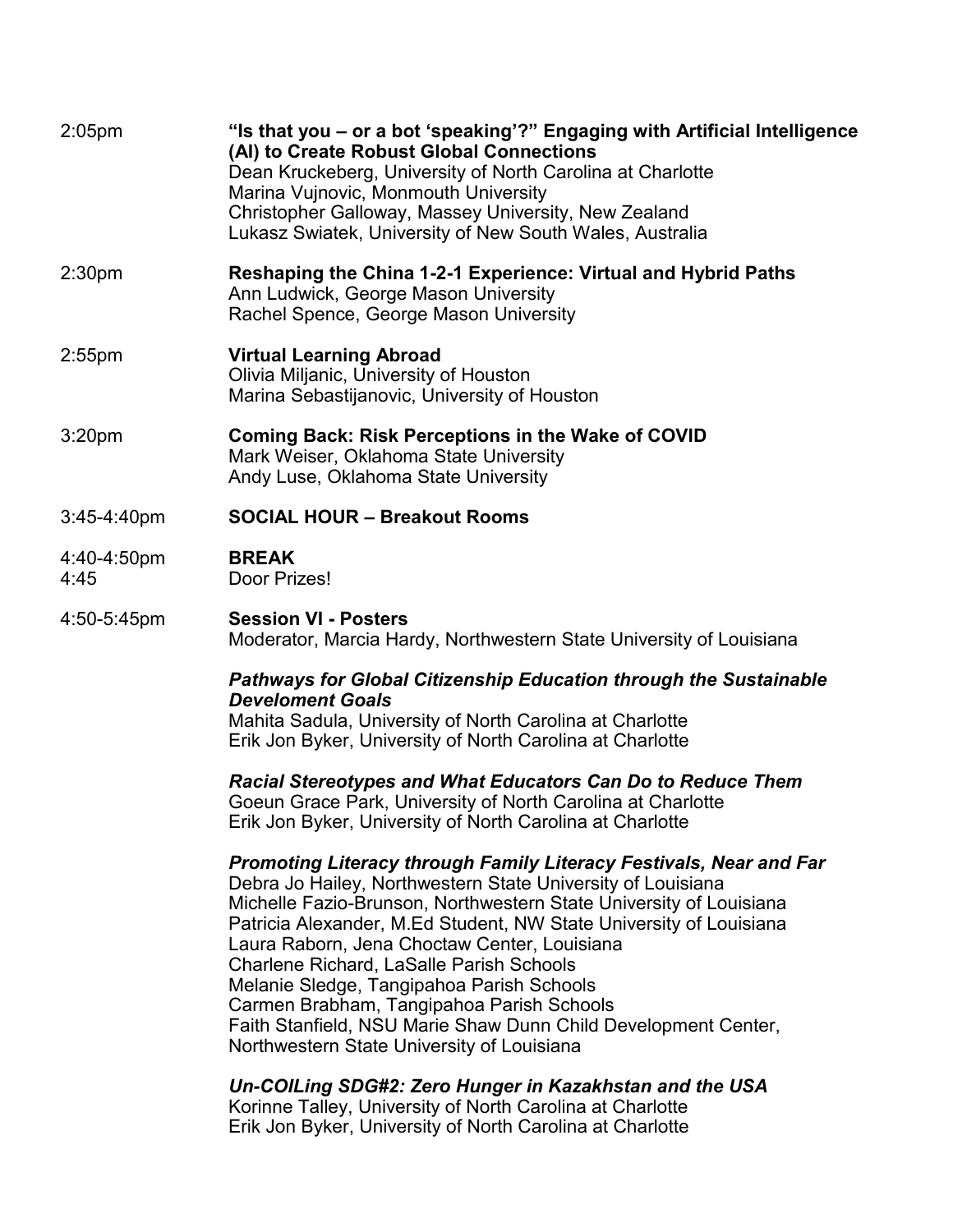2:05pm **"Is that you – or a bot 'speaking'?" Engaging with Artificial Intelligence (AI) to Create Robust Global Connections**
Dean Kruckeberg, University of North Carolina at Charlotte
Marina Vujnovic, Monmouth University
Christopher Galloway, Massey University, New Zealand
Lukasz Swiatek, University of New South Wales, Australia

2:30pm **Reshaping the China 1-2-1 Experience: Virtual and Hybrid Paths**
Ann Ludwick, George Mason University
Rachel Spence, George Mason University

2:55pm **Virtual Learning Abroad**
Olivia Miljanic, University of Houston
Marina Sebastijanovic, University of Houston

3:20pm **Coming Back: Risk Perceptions in the Wake of COVID**
Mark Weiser, Oklahoma State University
Andy Luse, Oklahoma State University

3:45-4:40pm **SOCIAL HOUR – Breakout Rooms**

4:40-4:50pm **BREAK**
4:45 Door Prizes!

4:50-5:45pm **Session VI - Posters**
Moderator, Marcia Hardy, Northwestern State University of Louisiana

***Pathways for Global Citizenship Education through the Sustainable Develoment Goals***
Mahita Sadula, University of North Carolina at Charlotte
Erik Jon Byker, University of North Carolina at Charlotte

***Racial Stereotypes and What Educators Can Do to Reduce Them***
Goeun Grace Park, University of North Carolina at Charlotte
Erik Jon Byker, University of North Carolina at Charlotte

***Promoting Literacy through Family Literacy Festivals, Near and Far***
Debra Jo Hailey, Northwestern State University of Louisiana
Michelle Fazio-Brunson, Northwestern State University of Louisiana
Patricia Alexander, M.Ed Student, NW State University of Louisiana
Laura Raborn, Jena Choctaw Center, Louisiana
Charlene Richard, LaSalle Parish Schools
Melanie Sledge, Tangipahoa Parish Schools
Carmen Brabham, Tangipahoa Parish Schools
Faith Stanfield, NSU Marie Shaw Dunn Child Development Center, Northwestern State University of Louisiana

***Un-COILing SDG#2: Zero Hunger in Kazakhstan and the USA***
Korinne Talley, University of North Carolina at Charlotte
Erik Jon Byker, University of North Carolina at Charlotte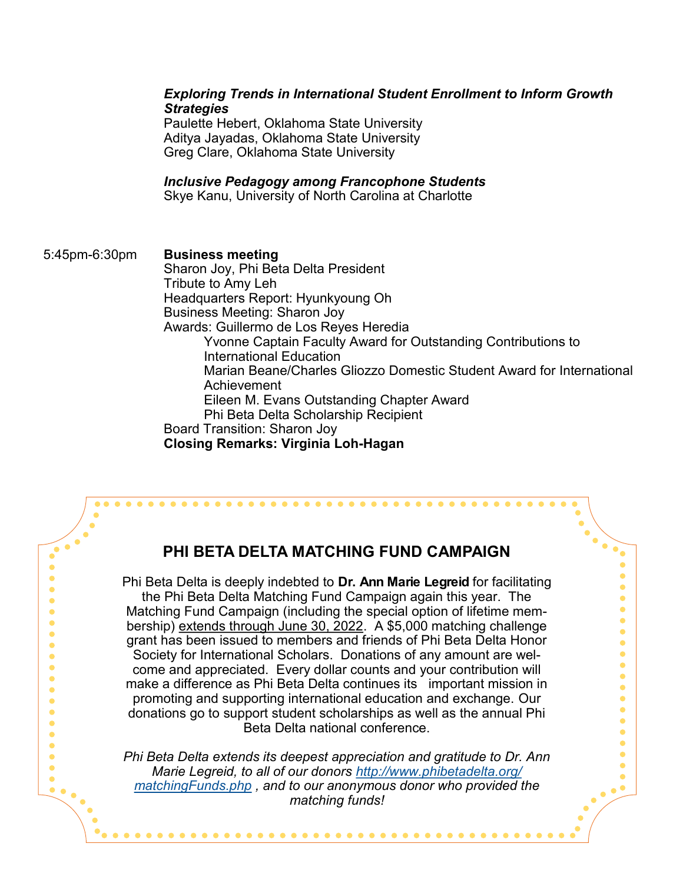***Exploring Trends in International Student Enrollment to Inform Growth Strategies***
Paulette Hebert, Oklahoma State University
Aditya Jayadas, Oklahoma State University
Greg Clare, Oklahoma State University

***Inclusive Pedagogy among Francophone Students***
Skye Kanu, University of North Carolina at Charlotte

5:45pm-6:30pm **Business meeting**
Sharon Joy, Phi Beta Delta President
Tribute to Amy Leh
Headquarters Report: Hyunkyoung Oh
Business Meeting: Sharon Joy
Awards: Guillermo de Los Reyes Heredia
- Yvonne Captain Faculty Award for Outstanding Contributions to International Education
- Marian Beane/Charles Gliozzo Domestic Student Award for International Achievement
- Eileen M. Evans Outstanding Chapter Award
- Phi Beta Delta Scholarship Recipient

Board Transition: Sharon Joy
**Closing Remarks: Virginia Loh-Hagan**

## PHI BETA DELTA MATCHING FUND CAMPAIGN

Phi Beta Delta is deeply indebted to **Dr. Ann Marie Legreid** for facilitating the Phi Beta Delta Matching Fund Campaign again this year. The Matching Fund Campaign (including the special option of lifetime membership) extends through June 30, 2022. A $5,000 matching challenge grant has been issued to members and friends of Phi Beta Delta Honor Society for International Scholars. Donations of any amount are welcome and appreciated. Every dollar counts and your contribution will make a difference as Phi Beta Delta continues its important mission in promoting and supporting international education and exchange. Our donations go to support student scholarships as well as the annual Phi Beta Delta national conference.

*Phi Beta Delta extends its deepest appreciation and gratitude to Dr. Ann Marie Legreid, to all of our donors http://www.phibetadelta.org/matchingFunds.php , and to our anonymous donor who provided the matching funds!*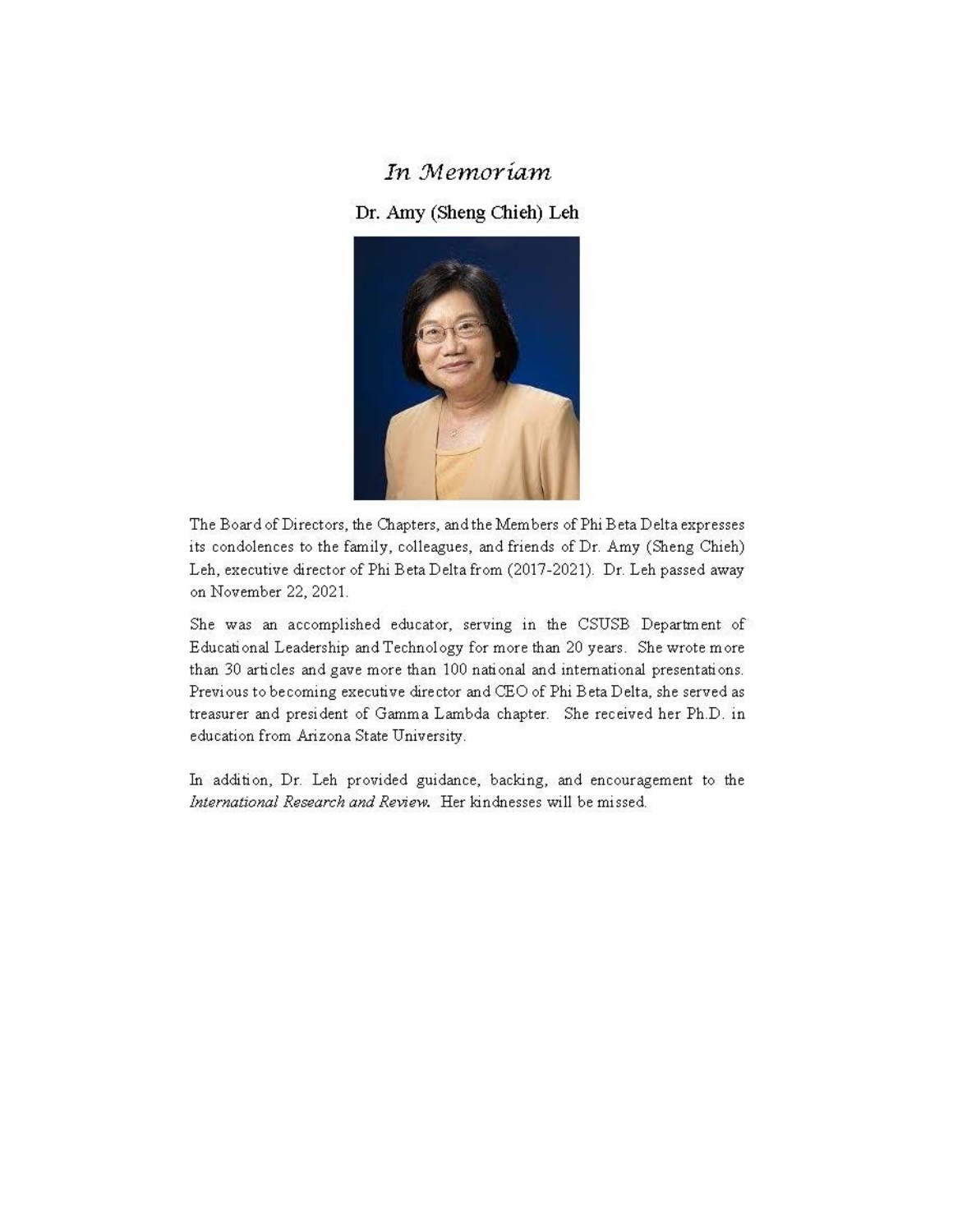# *In Memoriam*

## Dr. Amy (Sheng Chieh) Leh

The Board of Directors, the Chapters, and the Members of Phi Beta Delta expresses its condolences to the family, colleagues, and friends of Dr. Amy (Sheng Chieh) Leh, executive director of Phi Beta Delta from (2017-2021). Dr. Leh passed away on November 22, 2021.

She was an accomplished educator, serving in the CSUSB Department of Educational Leadership and Technology for more than 20 years. She wrote more than 30 articles and gave more than 100 national and international presentations. Previous to becoming executive director and CEO of Phi Beta Delta, she served as treasurer and president of Gamma Lambda chapter. She received her Ph.D. in education from Arizona State University.

In addition, Dr. Leh provided guidance, backing, and encouragement to the *International Research and Review.* Her kindnesses will be missed.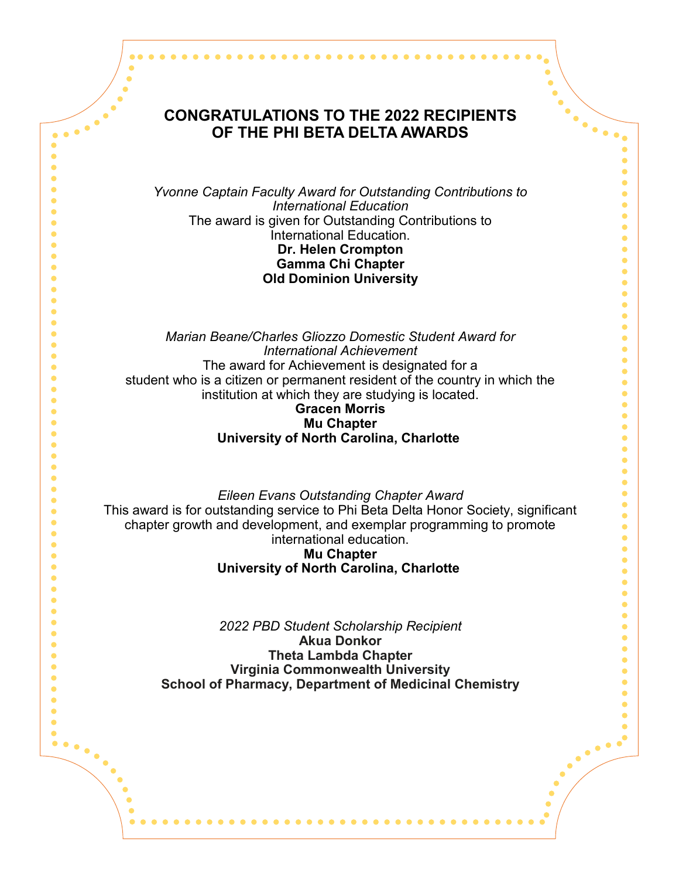# CONGRATULATIONS TO THE 2022 RECIPIENTS OF THE PHI BETA DELTA AWARDS

*Yvonne Captain Faculty Award for Outstanding Contributions to International Education*

The award is given for Outstanding Contributions to International Education.

**Dr. Helen Crompton**
**Gamma Chi Chapter**
**Old Dominion University**

*Marian Beane/Charles Gliozzo Domestic Student Award for International Achievement*

The award for Achievement is designated for a student who is a citizen or permanent resident of the country in which the institution at which they are studying is located.

**Gracen Morris**
**Mu Chapter**
**University of North Carolina, Charlotte**

*Eileen Evans Outstanding Chapter Award*

This award is for outstanding service to Phi Beta Delta Honor Society, significant chapter growth and development, and exemplar programming to promote international education.

**Mu Chapter**
**University of North Carolina, Charlotte**

*2022 PBD Student Scholarship Recipient*

**Akua Donkor**
**Theta Lambda Chapter**
**Virginia Commonwealth University**
**School of Pharmacy, Department of Medicinal Chemistry**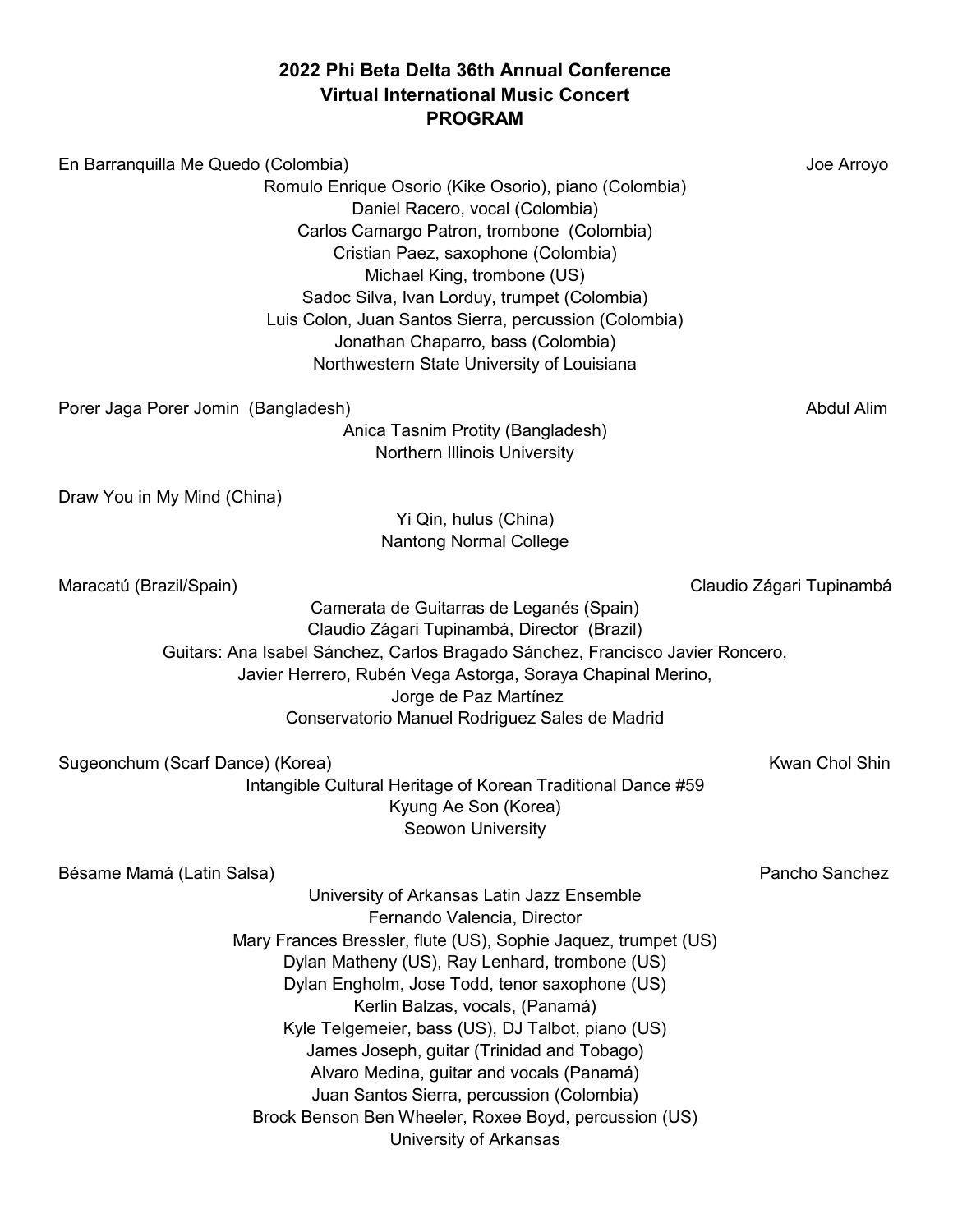**2022 Phi Beta Delta 36th Annual Conference**
**Virtual International Music Concert**
**PROGRAM**

En Barranquilla Me Quedo (Colombia) — Joe Arroyo

Romulo Enrique Osorio (Kike Osorio), piano (Colombia)
Daniel Racero, vocal (Colombia)
Carlos Camargo Patron, trombone (Colombia)
Cristian Paez, saxophone (Colombia)
Michael King, trombone (US)
Sadoc Silva, Ivan Lorduy, trumpet (Colombia)
Luis Colon, Juan Santos Sierra, percussion (Colombia)
Jonathan Chaparro, bass (Colombia)
Northwestern State University of Louisiana

Porer Jaga Porer Jomin (Bangladesh) — Abdul Alim

Anica Tasnim Protity (Bangladesh)
Northern Illinois University

Draw You in My Mind (China)

Yi Qin, hulus (China)
Nantong Normal College

Maracatú (Brazil/Spain) — Claudio Zágari Tupinambá

Camerata de Guitarras de Leganés (Spain)
Claudio Zágari Tupinambá, Director (Brazil)
Guitars: Ana Isabel Sánchez, Carlos Bragado Sánchez, Francisco Javier Roncero,
Javier Herrero, Rubén Vega Astorga, Soraya Chapinal Merino,
Jorge de Paz Martínez
Conservatorio Manuel Rodriguez Sales de Madrid

Sugeonchum (Scarf Dance) (Korea) — Kwan Chol Shin

Intangible Cultural Heritage of Korean Traditional Dance #59
Kyung Ae Son (Korea)
Seowon University

Bésame Mamá (Latin Salsa) — Pancho Sanchez

University of Arkansas Latin Jazz Ensemble
Fernando Valencia, Director
Mary Frances Bressler, flute (US), Sophie Jaquez, trumpet (US)
Dylan Matheny (US), Ray Lenhard, trombone (US)
Dylan Engholm, Jose Todd, tenor saxophone (US)
Kerlin Balzas, vocals, (Panamá)
Kyle Telgemeier, bass (US), DJ Talbot, piano (US)
James Joseph, guitar (Trinidad and Tobago)
Alvaro Medina, guitar and vocals (Panamá)
Juan Santos Sierra, percussion (Colombia)
Brock Benson Ben Wheeler, Roxee Boyd, percussion (US)
University of Arkansas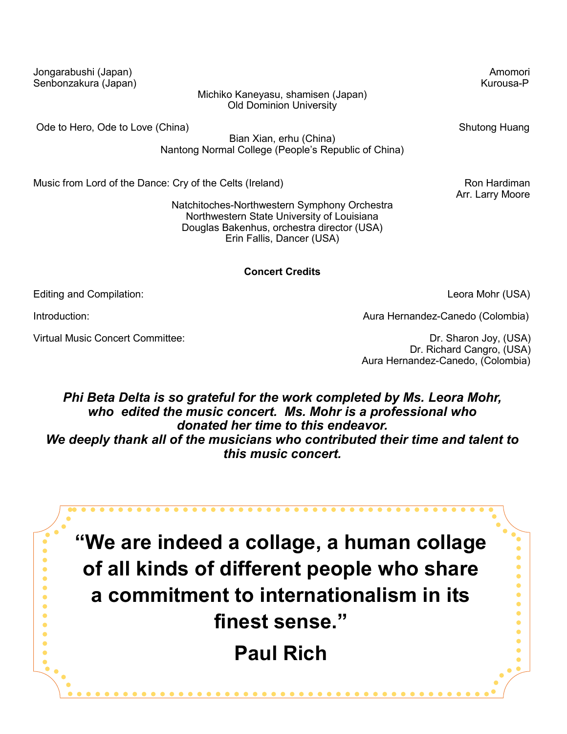Jongarabushi (Japan) — Amomori
Senbonzakura (Japan) — Kurousa-P

Michiko Kaneyasu, shamisen (Japan)
Old Dominion University

Ode to Hero, Ode to Love (China) — Shutong Huang

Bian Xian, erhu (China)
Nantong Normal College (People's Republic of China)

Music from Lord of the Dance: Cry of the Celts (Ireland) — Ron Hardiman
Arr. Larry Moore

Natchitoches-Northwestern Symphony Orchestra
Northwestern State University of Louisiana
Douglas Bakenhus, orchestra director (USA)
Erin Fallis, Dancer (USA)

**Concert Credits**

Editing and Compilation: Leora Mohr (USA)

Introduction: Aura Hernandez-Canedo (Colombia)

Virtual Music Concert Committee: Dr. Sharon Joy, (USA)
Dr. Richard Cangro, (USA)
Aura Hernandez-Canedo, (Colombia)

***Phi Beta Delta is so grateful for the work completed by Ms. Leora Mohr, who edited the music concert. Ms. Mohr is a professional who donated her time to this endeavor.***
***We deeply thank all of the musicians who contributed their time and talent to this music concert.***

**"We are indeed a collage, a human collage of all kinds of different people who share a commitment to internationalism in its finest sense."**

**Paul Rich**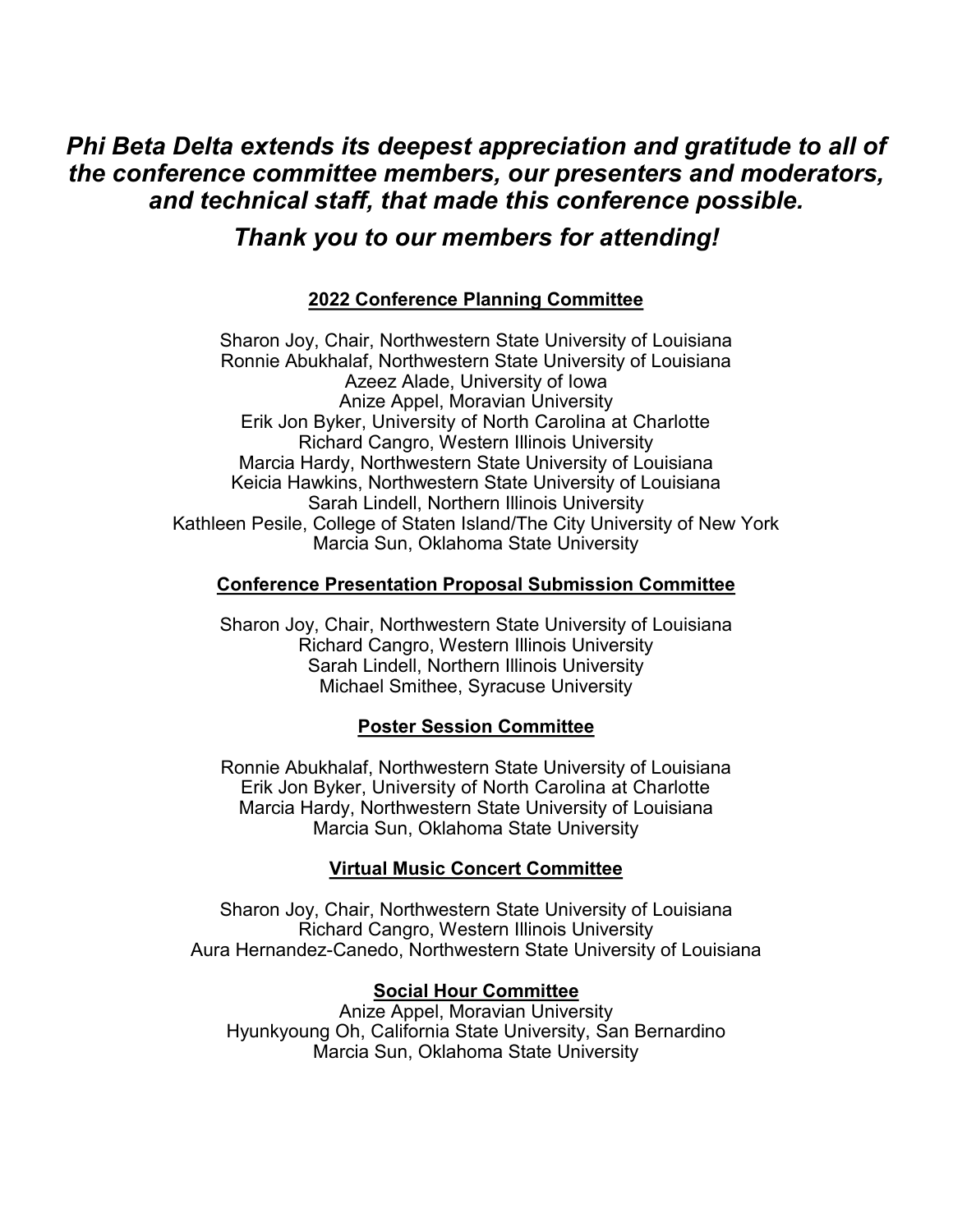***Phi Beta Delta extends its deepest appreciation and gratitude to all of the conference committee members, our presenters and moderators, and technical staff, that made this conference possible.***

***Thank you to our members for attending!***

**2022 Conference Planning Committee**

Sharon Joy, Chair, Northwestern State University of Louisiana
Ronnie Abukhalaf, Northwestern State University of Louisiana
Azeez Alade, University of Iowa
Anize Appel, Moravian University
Erik Jon Byker, University of North Carolina at Charlotte
Richard Cangro, Western Illinois University
Marcia Hardy, Northwestern State University of Louisiana
Keicia Hawkins, Northwestern State University of Louisiana
Sarah Lindell, Northern Illinois University
Kathleen Pesile, College of Staten Island/The City University of New York
Marcia Sun, Oklahoma State University

**Conference Presentation Proposal Submission Committee**

Sharon Joy, Chair, Northwestern State University of Louisiana
Richard Cangro, Western Illinois University
Sarah Lindell, Northern Illinois University
Michael Smithee, Syracuse University

**Poster Session Committee**

Ronnie Abukhalaf, Northwestern State University of Louisiana
Erik Jon Byker, University of North Carolina at Charlotte
Marcia Hardy, Northwestern State University of Louisiana
Marcia Sun, Oklahoma State University

**Virtual Music Concert Committee**

Sharon Joy, Chair, Northwestern State University of Louisiana
Richard Cangro, Western Illinois University
Aura Hernandez-Canedo, Northwestern State University of Louisiana

**Social Hour Committee**

Anize Appel, Moravian University
Hyunkyoung Oh, California State University, San Bernardino
Marcia Sun, Oklahoma State University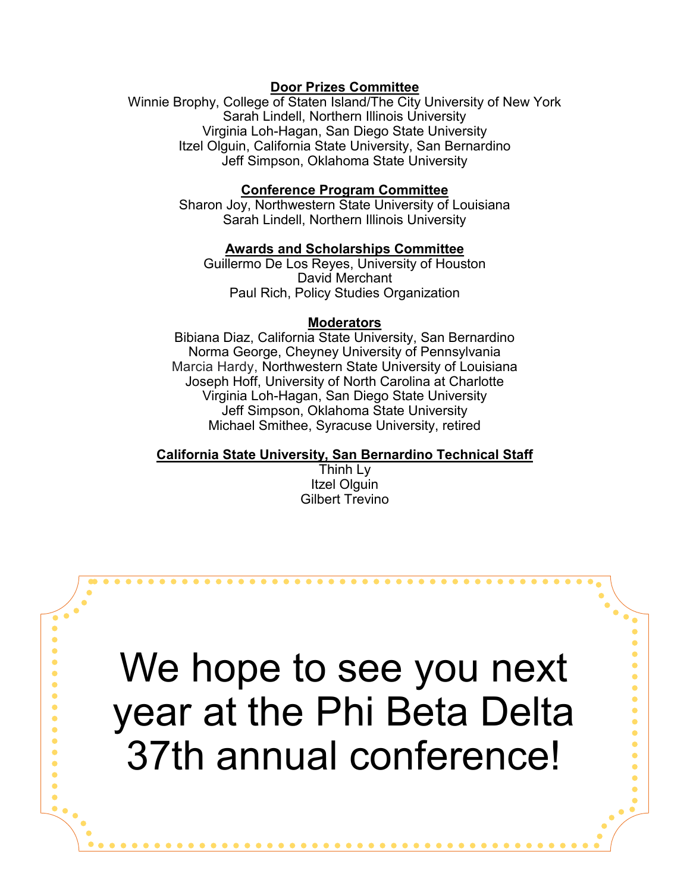**Door Prizes Committee**

Winnie Brophy, College of Staten Island/The City University of New York
Sarah Lindell, Northern Illinois University
Virginia Loh-Hagan, San Diego State University
Itzel Olguin, California State University, San Bernardino
Jeff Simpson, Oklahoma State University

**Conference Program Committee**

Sharon Joy, Northwestern State University of Louisiana
Sarah Lindell, Northern Illinois University

**Awards and Scholarships Committee**

Guillermo De Los Reyes, University of Houston
David Merchant
Paul Rich, Policy Studies Organization

**Moderators**

Bibiana Diaz, California State University, San Bernardino
Norma George, Cheyney University of Pennsylvania
Marcia Hardy, Northwestern State University of Louisiana
Joseph Hoff, University of North Carolina at Charlotte
Virginia Loh-Hagan, San Diego State University
Jeff Simpson, Oklahoma State University
Michael Smithee, Syracuse University, retired

**California State University, San Bernardino Technical Staff**

Thinh Ly
Itzel Olguin
Gilbert Trevino

# We hope to see you next year at the Phi Beta Delta 37th annual conference!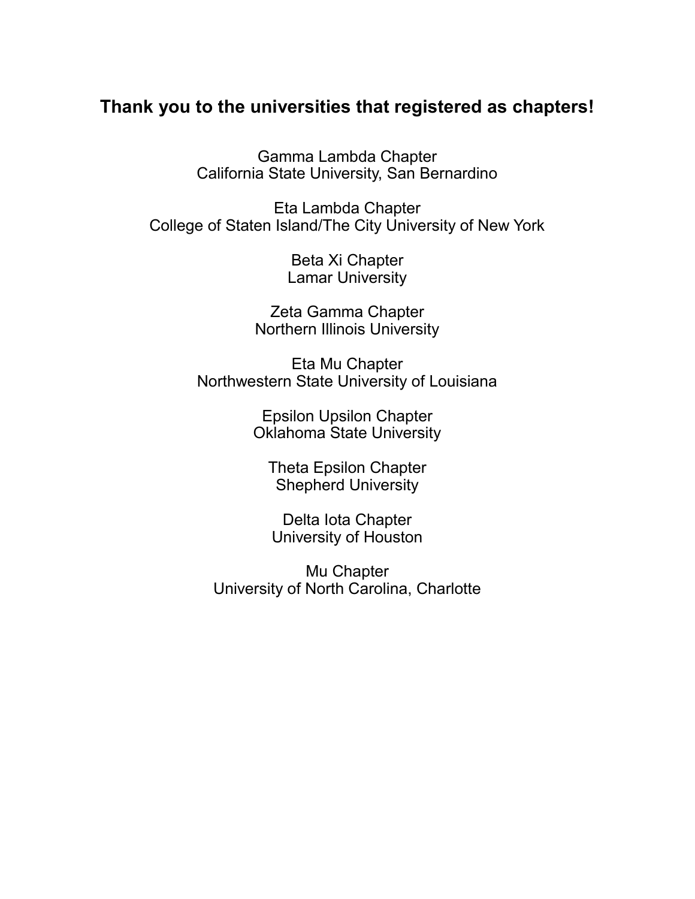## Thank you to the universities that registered as chapters!

Gamma Lambda Chapter
California State University, San Bernardino

Eta Lambda Chapter
College of Staten Island/The City University of New York

Beta Xi Chapter
Lamar University

Zeta Gamma Chapter
Northern Illinois University

Eta Mu Chapter
Northwestern State University of Louisiana

Epsilon Upsilon Chapter
Oklahoma State University

Theta Epsilon Chapter
Shepherd University

Delta Iota Chapter
University of Houston

Mu Chapter
University of North Carolina, Charlotte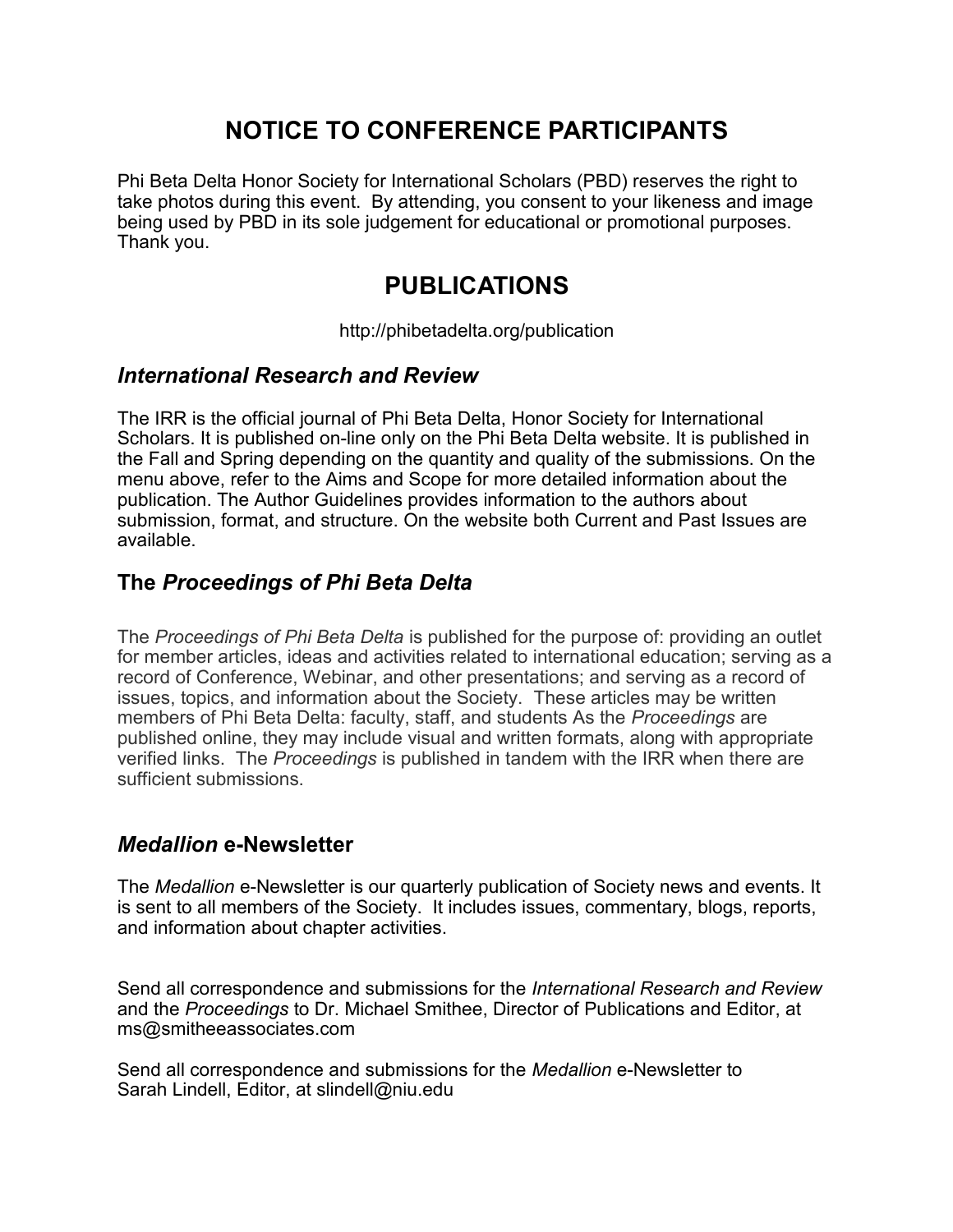# NOTICE TO CONFERENCE PARTICIPANTS

Phi Beta Delta Honor Society for International Scholars (PBD) reserves the right to take photos during this event. By attending, you consent to your likeness and image being used by PBD in its sole judgement for educational or promotional purposes. Thank you.

# PUBLICATIONS

http://phibetadelta.org/publication

## *International Research and Review*

The IRR is the official journal of Phi Beta Delta, Honor Society for International Scholars. It is published on-line only on the Phi Beta Delta website. It is published in the Fall and Spring depending on the quantity and quality of the submissions. On the menu above, refer to the Aims and Scope for more detailed information about the publication. The Author Guidelines provides information to the authors about submission, format, and structure. On the website both Current and Past Issues are available.

## The *Proceedings of Phi Beta Delta*

The *Proceedings of Phi Beta Delta* is published for the purpose of: providing an outlet for member articles, ideas and activities related to international education; serving as a record of Conference, Webinar, and other presentations; and serving as a record of issues, topics, and information about the Society. These articles may be written members of Phi Beta Delta: faculty, staff, and students As the *Proceedings* are published online, they may include visual and written formats, along with appropriate verified links. The *Proceedings* is published in tandem with the IRR when there are sufficient submissions.

## *Medallion* e-Newsletter

The *Medallion* e-Newsletter is our quarterly publication of Society news and events. It is sent to all members of the Society. It includes issues, commentary, blogs, reports, and information about chapter activities.

Send all correspondence and submissions for the *International Research and Review* and the *Proceedings* to Dr. Michael Smithee, Director of Publications and Editor, at ms@smitheeassociates.com

Send all correspondence and submissions for the *Medallion* e-Newsletter to Sarah Lindell, Editor, at slindell@niu.edu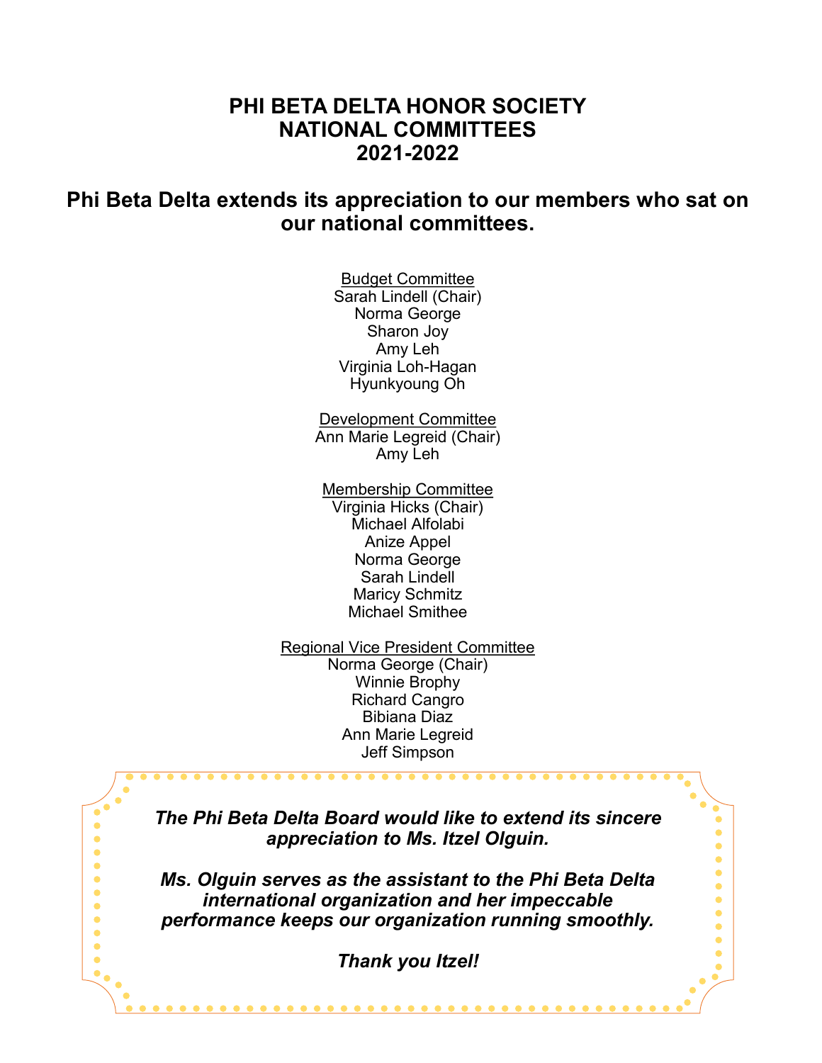# PHI BETA DELTA HONOR SOCIETY NATIONAL COMMITTEES 2021-2022

## Phi Beta Delta extends its appreciation to our members who sat on our national committees.

Budget Committee
Sarah Lindell (Chair)
Norma George
Sharon Joy
Amy Leh
Virginia Loh-Hagan
Hyunkyoung Oh

Development Committee
Ann Marie Legreid (Chair)
Amy Leh

Membership Committee
Virginia Hicks (Chair)
Michael Alfolabi
Anize Appel
Norma George
Sarah Lindell
Maricy Schmitz
Michael Smithee

Regional Vice President Committee
Norma George (Chair)
Winnie Brophy
Richard Cangro
Bibiana Diaz
Ann Marie Legreid
Jeff Simpson

***The Phi Beta Delta Board would like to extend its sincere appreciation to Ms. Itzel Olguin.***

***Ms. Olguin serves as the assistant to the Phi Beta Delta international organization and her impeccable performance keeps our organization running smoothly.***

***Thank you Itzel!***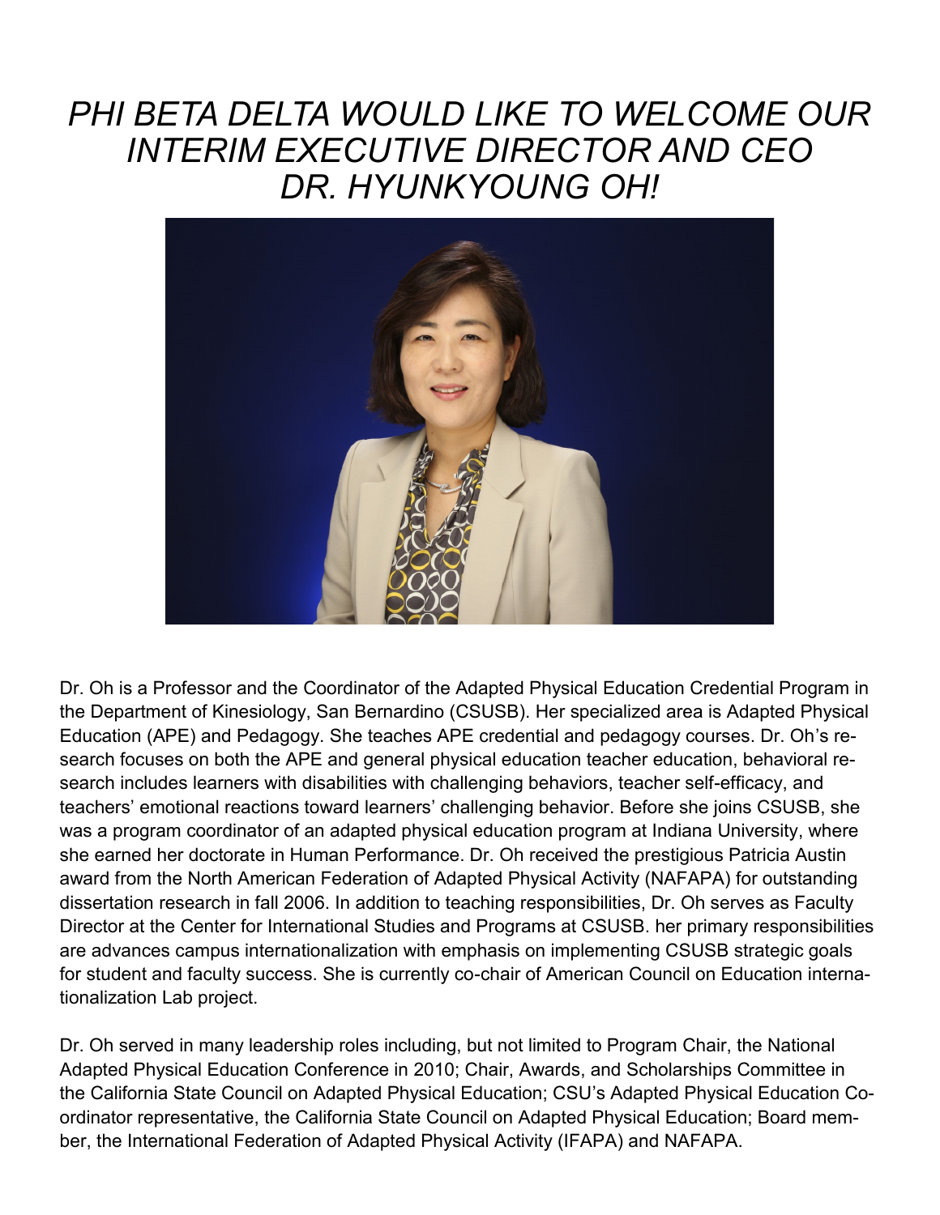# *PHI BETA DELTA WOULD LIKE TO WELCOME OUR INTERIM EXECUTIVE DIRECTOR AND CEO DR. HYUNKYOUNG OH!*

Dr. Oh is a Professor and the Coordinator of the Adapted Physical Education Credential Program in the Department of Kinesiology, San Bernardino (CSUSB). Her specialized area is Adapted Physical Education (APE) and Pedagogy. She teaches APE credential and pedagogy courses. Dr. Oh's research focuses on both the APE and general physical education teacher education, behavioral research includes learners with disabilities with challenging behaviors, teacher self-efficacy, and teachers' emotional reactions toward learners' challenging behavior. Before she joins CSUSB, she was a program coordinator of an adapted physical education program at Indiana University, where she earned her doctorate in Human Performance. Dr. Oh received the prestigious Patricia Austin award from the North American Federation of Adapted Physical Activity (NAFAPA) for outstanding dissertation research in fall 2006. In addition to teaching responsibilities, Dr. Oh serves as Faculty Director at the Center for International Studies and Programs at CSUSB. her primary responsibilities are advances campus internationalization with emphasis on implementing CSUSB strategic goals for student and faculty success. She is currently co-chair of American Council on Education internationalization Lab project.

Dr. Oh served in many leadership roles including, but not limited to Program Chair, the National Adapted Physical Education Conference in 2010; Chair, Awards, and Scholarships Committee in the California State Council on Adapted Physical Education; CSU's Adapted Physical Education Coordinator representative, the California State Council on Adapted Physical Education; Board member, the International Federation of Adapted Physical Activity (IFAPA) and NAFAPA.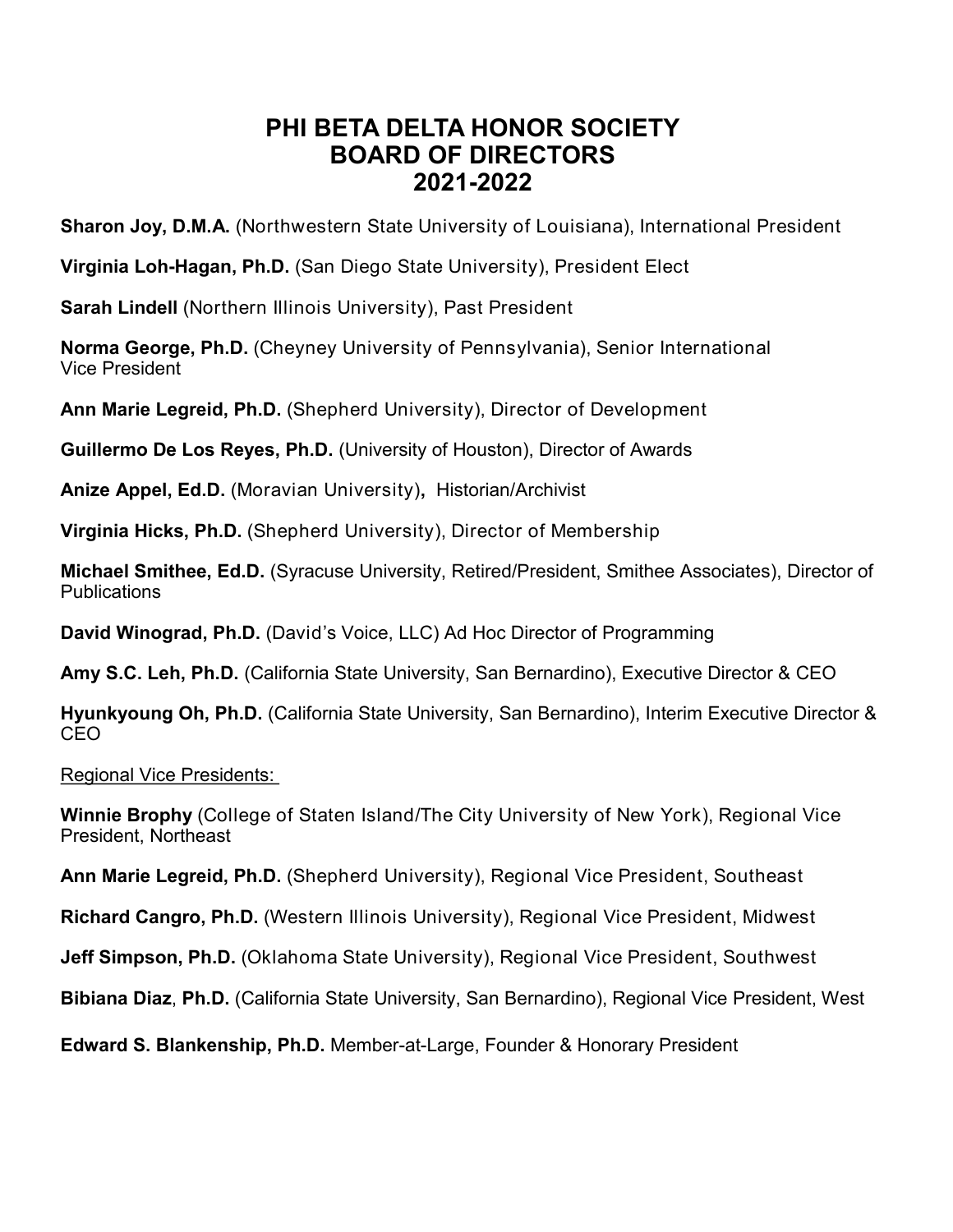# PHI BETA DELTA HONOR SOCIETY
# BOARD OF DIRECTORS
# 2021-2022

**Sharon Joy, D.M.A.** (Northwestern State University of Louisiana), International President

**Virginia Loh-Hagan, Ph.D.** (San Diego State University), President Elect

**Sarah Lindell** (Northern Illinois University), Past President

**Norma George, Ph.D.** (Cheyney University of Pennsylvania), Senior International Vice President

**Ann Marie Legreid, Ph.D.** (Shepherd University), Director of Development

**Guillermo De Los Reyes, Ph.D.** (University of Houston), Director of Awards

**Anize Appel, Ed.D.** (Moravian University)**,** Historian/Archivist

**Virginia Hicks, Ph.D.** (Shepherd University), Director of Membership

**Michael Smithee, Ed.D.** (Syracuse University, Retired/President, Smithee Associates), Director of Publications

**David Winograd, Ph.D.** (David's Voice, LLC) Ad Hoc Director of Programming

**Amy S.C. Leh, Ph.D.** (California State University, San Bernardino), Executive Director & CEO

**Hyunkyoung Oh, Ph.D.** (California State University, San Bernardino), Interim Executive Director & CEO

Regional Vice Presidents:

**Winnie Brophy** (College of Staten Island/The City University of New York), Regional Vice President, Northeast

**Ann Marie Legreid, Ph.D.** (Shepherd University), Regional Vice President, Southeast

**Richard Cangro, Ph.D.** (Western Illinois University), Regional Vice President, Midwest

**Jeff Simpson, Ph.D.** (Oklahoma State University), Regional Vice President, Southwest

**Bibiana Diaz**, **Ph.D.** (California State University, San Bernardino), Regional Vice President, West

**Edward S. Blankenship, Ph.D.** Member-at-Large, Founder & Honorary President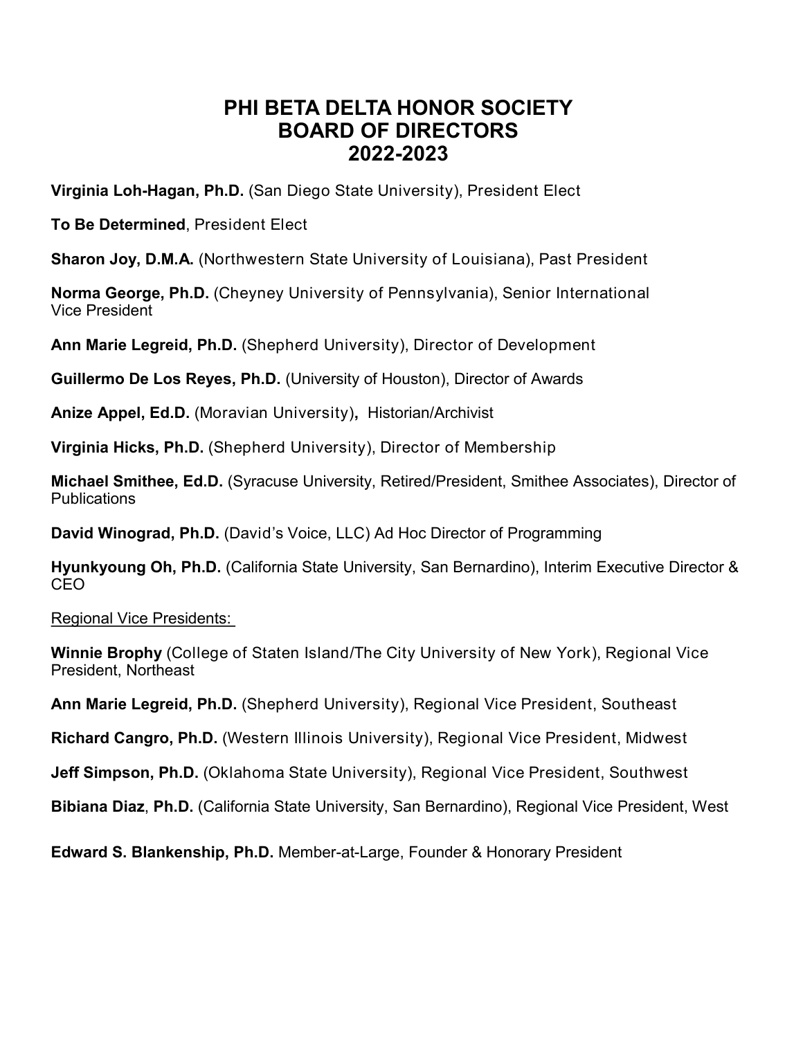# PHI BETA DELTA HONOR SOCIETY
# BOARD OF DIRECTORS
# 2022-2023

**Virginia Loh-Hagan, Ph.D.** (San Diego State University), President Elect

**To Be Determined**, President Elect

**Sharon Joy, D.M.A.** (Northwestern State University of Louisiana), Past President

**Norma George, Ph.D.** (Cheyney University of Pennsylvania), Senior International Vice President

**Ann Marie Legreid, Ph.D.** (Shepherd University), Director of Development

**Guillermo De Los Reyes, Ph.D.** (University of Houston), Director of Awards

**Anize Appel, Ed.D.** (Moravian University)**,** Historian/Archivist

**Virginia Hicks, Ph.D.** (Shepherd University), Director of Membership

**Michael Smithee, Ed.D.** (Syracuse University, Retired/President, Smithee Associates), Director of Publications

**David Winograd, Ph.D.** (David's Voice, LLC) Ad Hoc Director of Programming

**Hyunkyoung Oh, Ph.D.** (California State University, San Bernardino), Interim Executive Director & CEO

<u>Regional Vice Presidents:</u>

**Winnie Brophy** (College of Staten Island/The City University of New York), Regional Vice President, Northeast

**Ann Marie Legreid, Ph.D.** (Shepherd University), Regional Vice President, Southeast

**Richard Cangro, Ph.D.** (Western Illinois University), Regional Vice President, Midwest

**Jeff Simpson, Ph.D.** (Oklahoma State University), Regional Vice President, Southwest

**Bibiana Diaz**, **Ph.D.** (California State University, San Bernardino), Regional Vice President, West

**Edward S. Blankenship, Ph.D.** Member-at-Large, Founder & Honorary President